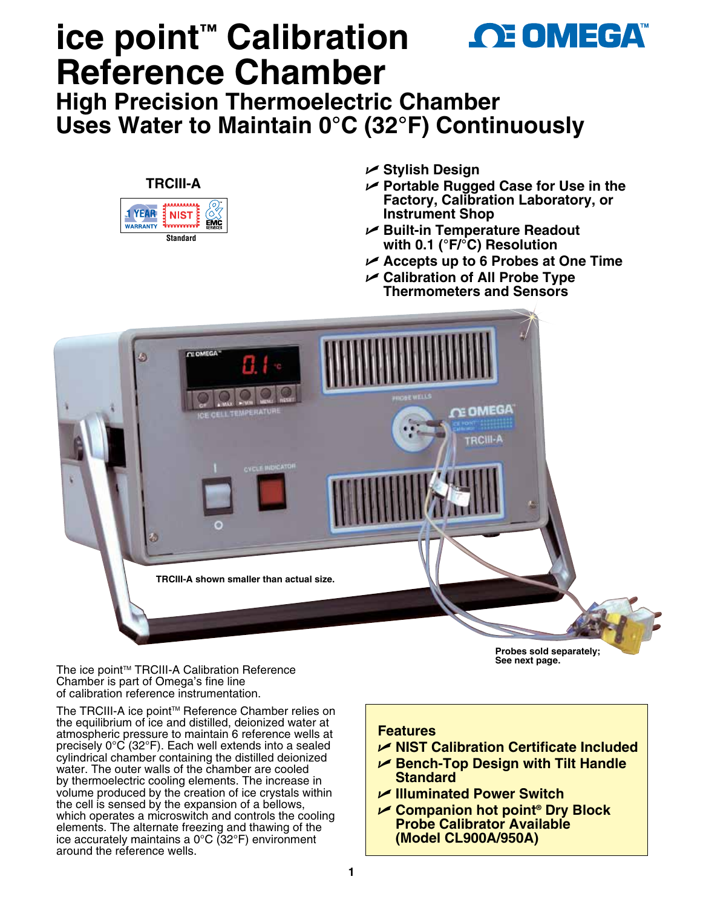# ice point™ Calibration Reference Chamber

## High Precision Thermoelectric Chamber Uses Water to Maintain 0°C (32°F) Continuously

**TRCIII-A**

1 YEAR WARRANTY | NIST | EMC SERVICES

Standard

- **Stylish Design**
- **Portable Rugged Case for Use in the Factory, Calibration Laboratory, or Instrument Shop**
- **Built-in Temperature Readout with 0.1 (°F/°C) Resolution**
- **Accepts up to 6 Probes at One Time**
- **Calibration of All Probe Type Thermometers and Sensors**

**TRCIII-A shown smaller than actual size.**

**Probes sold separately; See next page.**

The ice point™ TRCIII-A Calibration Reference Chamber is part of Omega's fine line of calibration reference instrumentation.

The TRCIII-A ice point™ Reference Chamber relies on the equilibrium of ice and distilled, deionized water at atmospheric pressure to maintain 6 reference wells at precisely 0°C (32°F). Each well extends into a sealed cylindrical chamber containing the distilled deionized water. The outer walls of the chamber are cooled by thermoelectric cooling elements. The increase in volume produced by the creation of ice crystals within the cell is sensed by the expansion of a bellows, which operates a microswitch and controls the cooling elements. The alternate freezing and thawing of the ice accurately maintains a 0°C (32°F) environment around the reference wells.

### Features

- **NIST Calibration Certificate Included**
- **Bench-Top Design with Tilt Handle Standard**
- **Illuminated Power Switch**
- **Companion hot point® Dry Block Probe Calibrator Available (Model CL900A/950A)**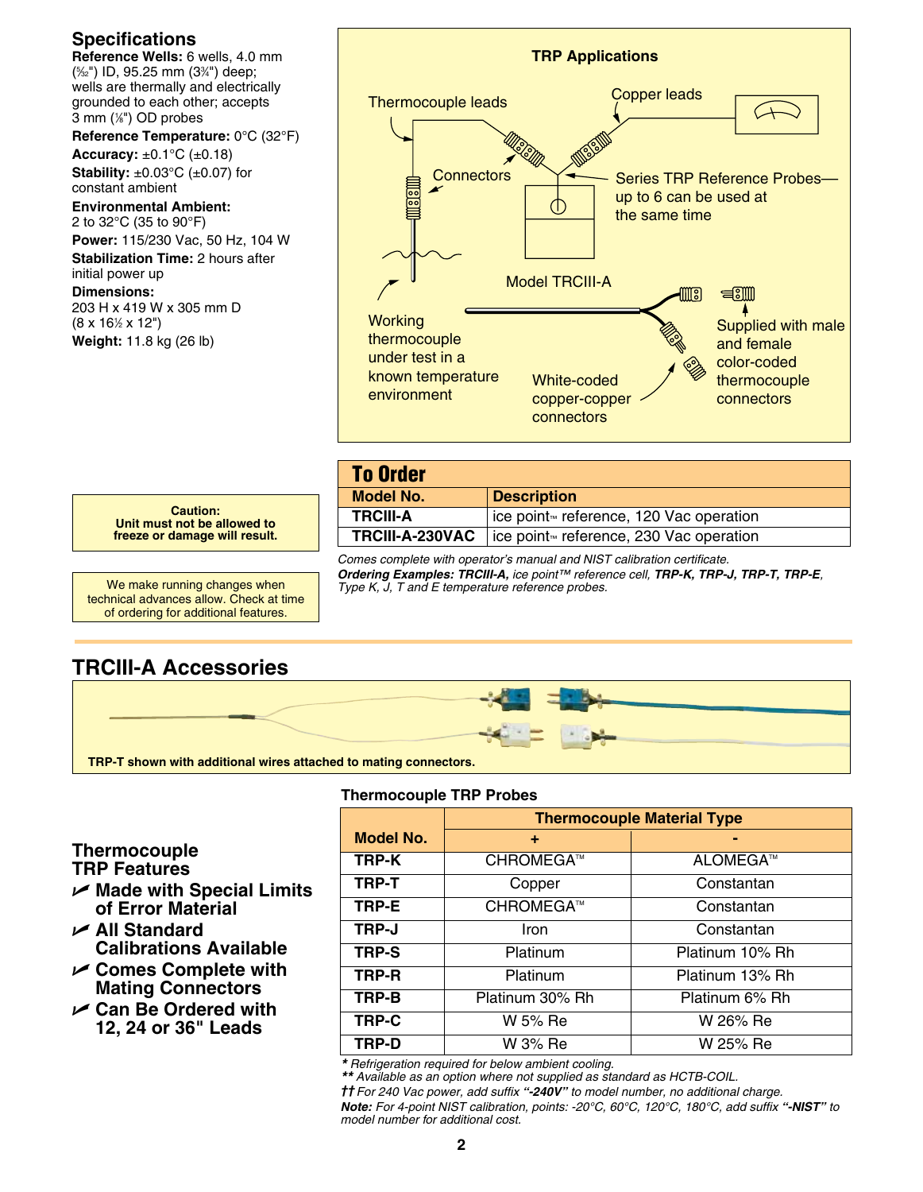## Specifications

**Reference Wells:** 6 wells, 4.0 mm (5⁄32") ID, 95.25 mm (3¾") deep; wells are thermally and electrically grounded to each other; accepts 3 mm (⅛") OD probes

**Reference Temperature:** 0°C (32°F)

**Accuracy:** ±0.1°C (±0.18)

**Stability:** ±0.03°C (±0.07) for constant ambient

**Environmental Ambient:** 2 to 32°C (35 to 90°F)

**Power:** 115/230 Vac, 50 Hz, 104 W

**Stabilization Time:** 2 hours after initial power up

**Dimensions:** 203 H x 419 W x 305 mm D (8 x 16½ x 12")

**Weight:** 11.8 kg (26 lb)

### TRP Applications

Thermocouple leads

Copper leads

Connectors

Series TRP Reference Probes—up to 6 can be used at the same time

Model TRCIII-A

Working thermocouple under test in a known temperature environment

White-coded copper-copper connectors

Supplied with male and female color-coded thermocouple connectors

**Caution:**
**Unit must not be allowed to freeze or damage will result.**

We make running changes when technical advances allow. Check at time of ordering for additional features.

## To Order

| Model No. | Description |
|---|---|
| **TRCIII-A** | ice point™ reference, 120 Vac operation |
| **TRCIII-A-230VAC** | ice point™ reference, 230 Vac operation |

*Comes complete with operator's manual and NIST calibration certificate.*

***Ordering Examples: TRCIII-A,** ice point™ reference cell, **TRP-K, TRP-J, TRP-T, TRP-E**, Type K, J, T and E temperature reference probes.*

## TRCIII-A Accessories

**TRP-T shown with additional wires attached to mating connectors.**

### Thermocouple TRP Features

- **Made with Special Limits of Error Material**
- **All Standard Calibrations Available**
- **Comes Complete with Mating Connectors**
- **Can Be Ordered with 12, 24 or 36" Leads**

### Thermocouple TRP Probes

| Model No. | Thermocouple Material Type | |
|---|---|---|
| | + | - |
| **TRP-K** | CHROMEGA™ | ALOMEGA™ |
| **TRP-T** | Copper | Constantan |
| **TRP-E** | CHROMEGA™ | Constantan |
| **TRP-J** | Iron | Constantan |
| **TRP-S** | Platinum | Platinum 10% Rh |
| **TRP-R** | Platinum | Platinum 13% Rh |
| **TRP-B** | Platinum 30% Rh | Platinum 6% Rh |
| **TRP-C** | W 5% Re | W 26% Re |
| **TRP-D** | W 3% Re | W 25% Re |

***** *Refrigeration required for below ambient cooling.*

****** *Available as an option where not supplied as standard as HCTB-COIL.*

**††** *For 240 Vac power, add suffix **"-240V"** to model number, no additional charge.*

***Note:** For 4-point NIST calibration, points: -20°C, 60°C, 120°C, 180°C, add suffix **"-NIST"** to model number for additional cost.*